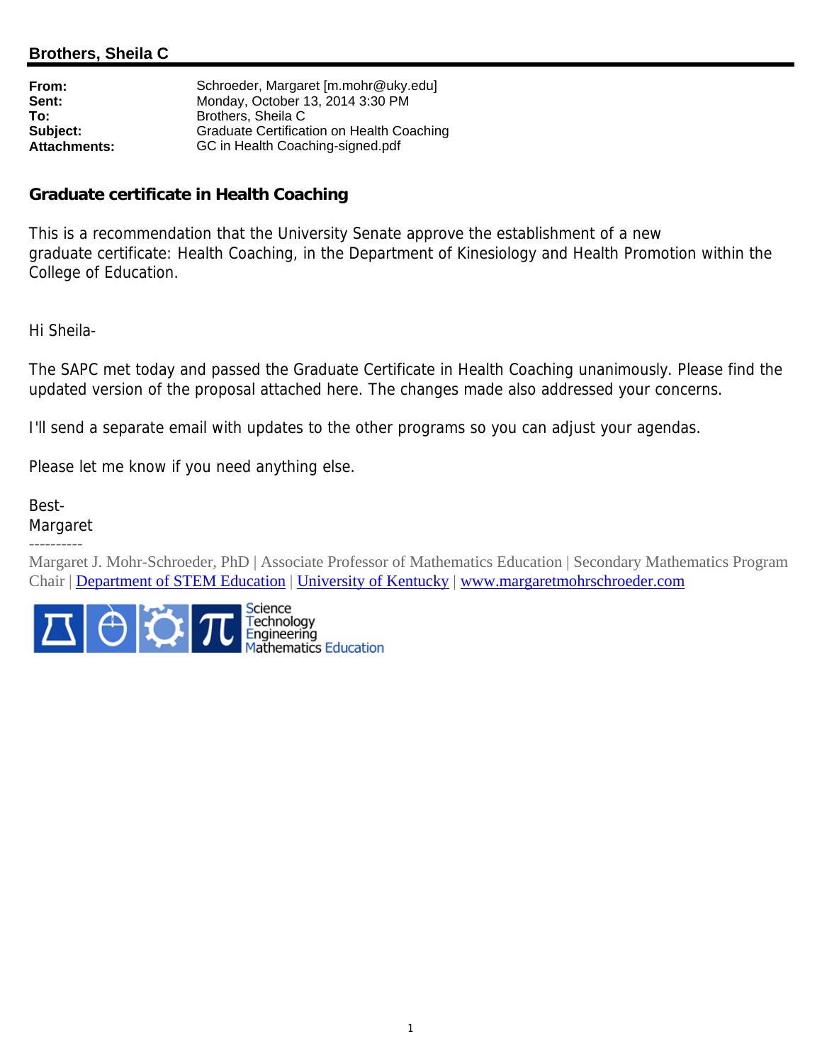## Brothers, Sheila C

| | |
|---|---|
| **From:** | Schroeder, Margaret [m.mohr@uky.edu] |
| **Sent:** | Monday, October 13, 2014 3:30 PM |
| **To:** | Brothers, Sheila C |
| **Subject:** | Graduate Certification on Health Coaching |
| **Attachments:** | GC in Health Coaching-signed.pdf |

### Graduate certificate in Health Coaching

This is a recommendation that the University Senate approve the establishment of a new graduate certificate: Health Coaching, in the Department of Kinesiology and Health Promotion within the College of Education.

Hi Sheila-

The SAPC met today and passed the Graduate Certificate in Health Coaching unanimously. Please find the updated version of the proposal attached here. The changes made also addressed your concerns.

I'll send a separate email with updates to the other programs so you can adjust your agendas.

Please let me know if you need anything else.

Best-
Margaret

----------

Margaret J. Mohr-Schroeder, PhD | Associate Professor of Mathematics Education | Secondary Mathematics Program Chair | Department of STEM Education | University of Kentucky | www.margaretmohrschroeder.com

Science
Technology
Engineering
Mathematics Education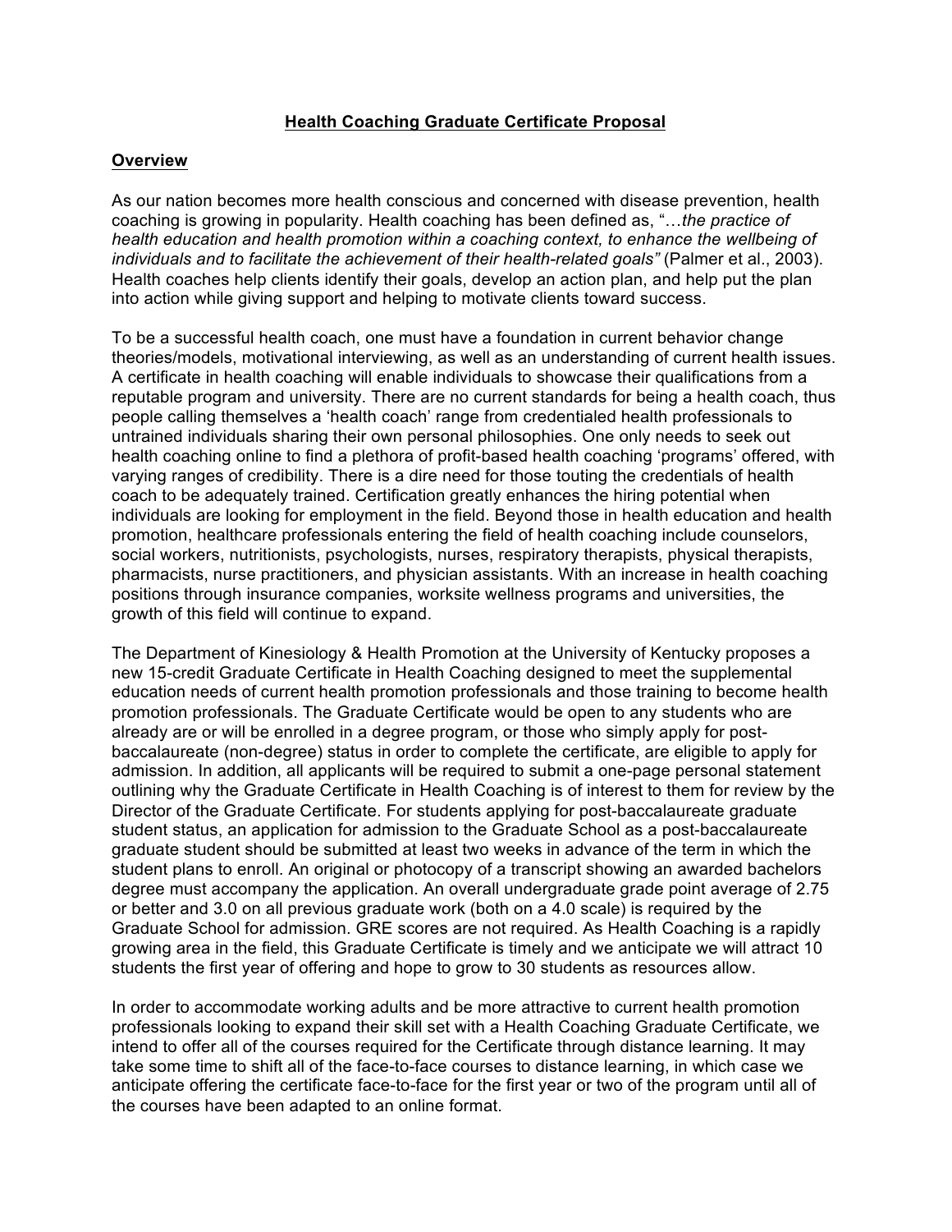## **Health Coaching Graduate Certificate Proposal**

### **Overview**

As our nation becomes more health conscious and concerned with disease prevention, health coaching is growing in popularity. Health coaching has been defined as, "*…the practice of health education and health promotion within a coaching context, to enhance the wellbeing of individuals and to facilitate the achievement of their health-related goals"* (Palmer et al., 2003). Health coaches help clients identify their goals, develop an action plan, and help put the plan into action while giving support and helping to motivate clients toward success.

To be a successful health coach, one must have a foundation in current behavior change theories/models, motivational interviewing, as well as an understanding of current health issues. A certificate in health coaching will enable individuals to showcase their qualifications from a reputable program and university. There are no current standards for being a health coach, thus people calling themselves a 'health coach' range from credentialed health professionals to untrained individuals sharing their own personal philosophies. One only needs to seek out health coaching online to find a plethora of profit-based health coaching 'programs' offered, with varying ranges of credibility. There is a dire need for those touting the credentials of health coach to be adequately trained. Certification greatly enhances the hiring potential when individuals are looking for employment in the field. Beyond those in health education and health promotion, healthcare professionals entering the field of health coaching include counselors, social workers, nutritionists, psychologists, nurses, respiratory therapists, physical therapists, pharmacists, nurse practitioners, and physician assistants. With an increase in health coaching positions through insurance companies, worksite wellness programs and universities, the growth of this field will continue to expand.

The Department of Kinesiology & Health Promotion at the University of Kentucky proposes a new 15-credit Graduate Certificate in Health Coaching designed to meet the supplemental education needs of current health promotion professionals and those training to become health promotion professionals. The Graduate Certificate would be open to any students who are already are or will be enrolled in a degree program, or those who simply apply for post-baccalaureate (non-degree) status in order to complete the certificate, are eligible to apply for admission. In addition, all applicants will be required to submit a one-page personal statement outlining why the Graduate Certificate in Health Coaching is of interest to them for review by the Director of the Graduate Certificate. For students applying for post-baccalaureate graduate student status, an application for admission to the Graduate School as a post-baccalaureate graduate student should be submitted at least two weeks in advance of the term in which the student plans to enroll. An original or photocopy of a transcript showing an awarded bachelors degree must accompany the application. An overall undergraduate grade point average of 2.75 or better and 3.0 on all previous graduate work (both on a 4.0 scale) is required by the Graduate School for admission. GRE scores are not required. As Health Coaching is a rapidly growing area in the field, this Graduate Certificate is timely and we anticipate we will attract 10 students the first year of offering and hope to grow to 30 students as resources allow.

In order to accommodate working adults and be more attractive to current health promotion professionals looking to expand their skill set with a Health Coaching Graduate Certificate, we intend to offer all of the courses required for the Certificate through distance learning. It may take some time to shift all of the face-to-face courses to distance learning, in which case we anticipate offering the certificate face-to-face for the first year or two of the program until all of the courses have been adapted to an online format.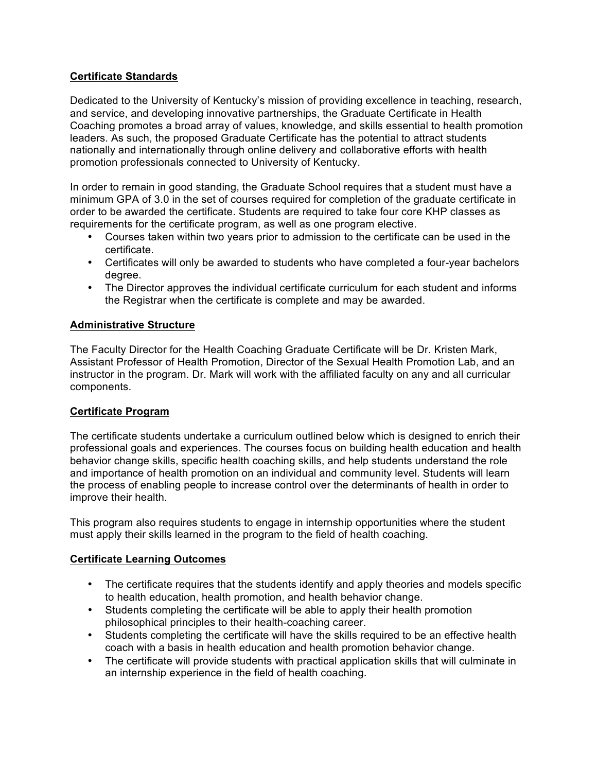## Certificate Standards

Dedicated to the University of Kentucky's mission of providing excellence in teaching, research, and service, and developing innovative partnerships, the Graduate Certificate in Health Coaching promotes a broad array of values, knowledge, and skills essential to health promotion leaders. As such, the proposed Graduate Certificate has the potential to attract students nationally and internationally through online delivery and collaborative efforts with health promotion professionals connected to University of Kentucky.

In order to remain in good standing, the Graduate School requires that a student must have a minimum GPA of 3.0 in the set of courses required for completion of the graduate certificate in order to be awarded the certificate. Students are required to take four core KHP classes as requirements for the certificate program, as well as one program elective.

- Courses taken within two years prior to admission to the certificate can be used in the certificate.
- Certificates will only be awarded to students who have completed a four-year bachelors degree.
- The Director approves the individual certificate curriculum for each student and informs the Registrar when the certificate is complete and may be awarded.

## Administrative Structure

The Faculty Director for the Health Coaching Graduate Certificate will be Dr. Kristen Mark, Assistant Professor of Health Promotion, Director of the Sexual Health Promotion Lab, and an instructor in the program. Dr. Mark will work with the affiliated faculty on any and all curricular components.

## Certificate Program

The certificate students undertake a curriculum outlined below which is designed to enrich their professional goals and experiences. The courses focus on building health education and health behavior change skills, specific health coaching skills, and help students understand the role and importance of health promotion on an individual and community level. Students will learn the process of enabling people to increase control over the determinants of health in order to improve their health.

This program also requires students to engage in internship opportunities where the student must apply their skills learned in the program to the field of health coaching.

## Certificate Learning Outcomes

- The certificate requires that the students identify and apply theories and models specific to health education, health promotion, and health behavior change.
- Students completing the certificate will be able to apply their health promotion philosophical principles to their health-coaching career.
- Students completing the certificate will have the skills required to be an effective health coach with a basis in health education and health promotion behavior change.
- The certificate will provide students with practical application skills that will culminate in an internship experience in the field of health coaching.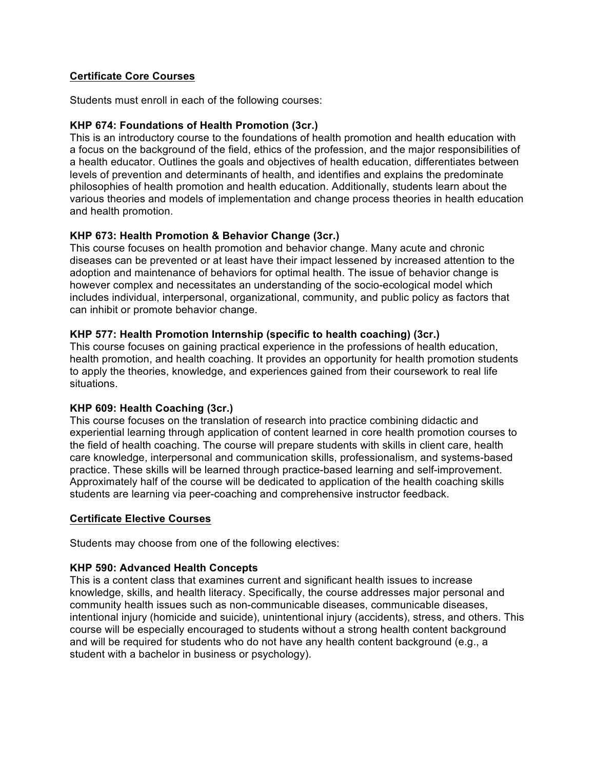**<u>Certificate Core Courses</u>**

Students must enroll in each of the following courses:

**KHP 674: Foundations of Health Promotion (3cr.)**
This is an introductory course to the foundations of health promotion and health education with a focus on the background of the field, ethics of the profession, and the major responsibilities of a health educator. Outlines the goals and objectives of health education, differentiates between levels of prevention and determinants of health, and identifies and explains the predominate philosophies of health promotion and health education. Additionally, students learn about the various theories and models of implementation and change process theories in health education and health promotion.

**KHP 673: Health Promotion & Behavior Change (3cr.)**
This course focuses on health promotion and behavior change. Many acute and chronic diseases can be prevented or at least have their impact lessened by increased attention to the adoption and maintenance of behaviors for optimal health. The issue of behavior change is however complex and necessitates an understanding of the socio-ecological model which includes individual, interpersonal, organizational, community, and public policy as factors that can inhibit or promote behavior change.

**KHP 577: Health Promotion Internship (specific to health coaching) (3cr.)**
This course focuses on gaining practical experience in the professions of health education, health promotion, and health coaching. It provides an opportunity for health promotion students to apply the theories, knowledge, and experiences gained from their coursework to real life situations.

**KHP 609: Health Coaching (3cr.)**
This course focuses on the translation of research into practice combining didactic and experiential learning through application of content learned in core health promotion courses to the field of health coaching. The course will prepare students with skills in client care, health care knowledge, interpersonal and communication skills, professionalism, and systems-based practice. These skills will be learned through practice-based learning and self-improvement. Approximately half of the course will be dedicated to application of the health coaching skills students are learning via peer-coaching and comprehensive instructor feedback.

**<u>Certificate Elective Courses</u>**

Students may choose from one of the following electives:

**KHP 590: Advanced Health Concepts**
This is a content class that examines current and significant health issues to increase knowledge, skills, and health literacy. Specifically, the course addresses major personal and community health issues such as non-communicable diseases, communicable diseases, intentional injury (homicide and suicide), unintentional injury (accidents), stress, and others. This course will be especially encouraged to students without a strong health content background and will be required for students who do not have any health content background (e.g., a student with a bachelor in business or psychology).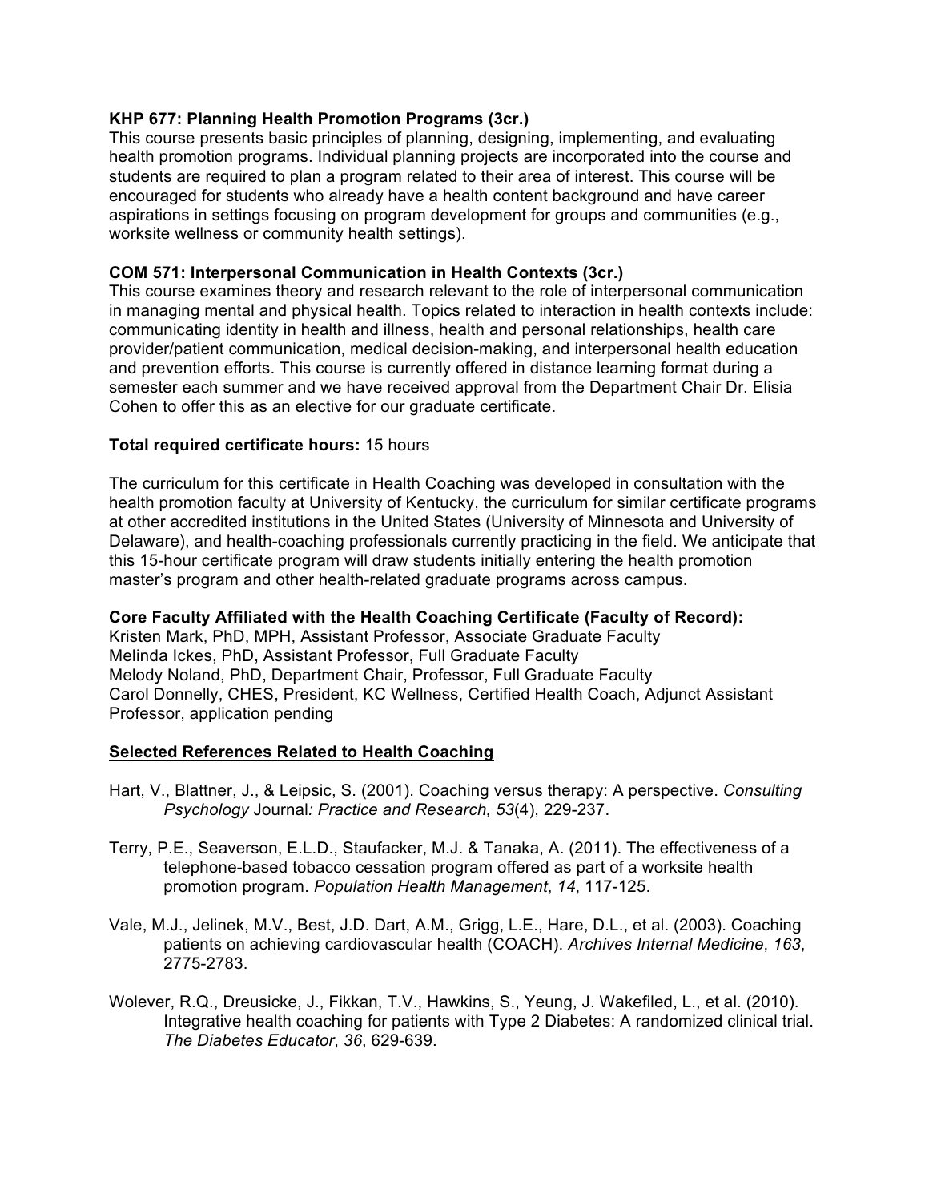**KHP 677: Planning Health Promotion Programs (3cr.)**
This course presents basic principles of planning, designing, implementing, and evaluating health promotion programs. Individual planning projects are incorporated into the course and students are required to plan a program related to their area of interest. This course will be encouraged for students who already have a health content background and have career aspirations in settings focusing on program development for groups and communities (e.g., worksite wellness or community health settings).

**COM 571: Interpersonal Communication in Health Contexts (3cr.)**
This course examines theory and research relevant to the role of interpersonal communication in managing mental and physical health. Topics related to interaction in health contexts include: communicating identity in health and illness, health and personal relationships, health care provider/patient communication, medical decision-making, and interpersonal health education and prevention efforts. This course is currently offered in distance learning format during a semester each summer and we have received approval from the Department Chair Dr. Elisia Cohen to offer this as an elective for our graduate certificate.

**Total required certificate hours:** 15 hours

The curriculum for this certificate in Health Coaching was developed in consultation with the health promotion faculty at University of Kentucky, the curriculum for similar certificate programs at other accredited institutions in the United States (University of Minnesota and University of Delaware), and health-coaching professionals currently practicing in the field. We anticipate that this 15-hour certificate program will draw students initially entering the health promotion master's program and other health-related graduate programs across campus.

**Core Faculty Affiliated with the Health Coaching Certificate (Faculty of Record):**
Kristen Mark, PhD, MPH, Assistant Professor, Associate Graduate Faculty
Melinda Ickes, PhD, Assistant Professor, Full Graduate Faculty
Melody Noland, PhD, Department Chair, Professor, Full Graduate Faculty
Carol Donnelly, CHES, President, KC Wellness, Certified Health Coach, Adjunct Assistant Professor, application pending

**Selected References Related to Health Coaching**

Hart, V., Blattner, J., & Leipsic, S. (2001). Coaching versus therapy: A perspective. *Consulting Psychology* Journal*: Practice and Research, 53*(4), 229-237.

Terry, P.E., Seaverson, E.L.D., Staufacker, M.J. & Tanaka, A. (2011). The effectiveness of a telephone-based tobacco cessation program offered as part of a worksite health promotion program. *Population Health Management*, *14*, 117-125.

Vale, M.J., Jelinek, M.V., Best, J.D. Dart, A.M., Grigg, L.E., Hare, D.L., et al. (2003). Coaching patients on achieving cardiovascular health (COACH). *Archives Internal Medicine*, *163*, 2775-2783.

Wolever, R.Q., Dreusicke, J., Fikkan, T.V., Hawkins, S., Yeung, J. Wakefiled, L., et al. (2010). Integrative health coaching for patients with Type 2 Diabetes: A randomized clinical trial. *The Diabetes Educator*, *36*, 629-639.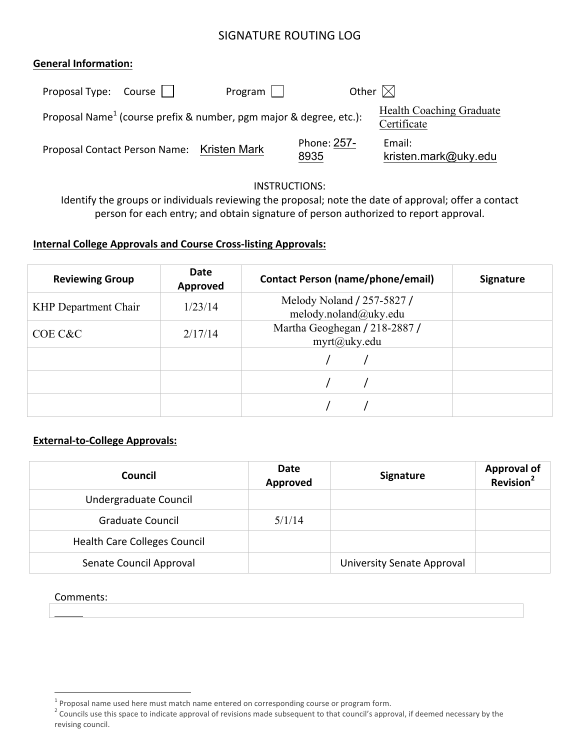# SIGNATURE ROUTING LOG

**General Information:**

Proposal Type: Course ☐ Program ☐ Other ☒

Proposal Name[1] (course prefix & number, pgm major & degree, etc.): Health Coaching Graduate Certificate

Proposal Contact Person Name: Kristen Mark Phone: 257-8935 Email: kristen.mark@uky.edu

INSTRUCTIONS:
Identify the groups or individuals reviewing the proposal; note the date of approval; offer a contact person for each entry; and obtain signature of person authorized to report approval.

**Internal College Approvals and Course Cross-listing Approvals:**

| Reviewing Group | Date Approved | Contact Person (name/phone/email) | Signature |
|---|---|---|---|
| KHP Department Chair | 1/23/14 | Melody Noland / 257-5827 / melody.noland@uky.edu | |
| COE C&C | 2/17/14 | Martha Geoghegan / 218-2887 / myrt@uky.edu | |
| | | / / | |
| | | / / | |
| | | / / | |

**External-to-College Approvals:**

| Council | Date Approved | Signature | Approval of Revision[2] |
|---|---|---|---|
| Undergraduate Council | | | |
| Graduate Council | 5/1/14 | | |
| Health Care Colleges Council | | | |
| Senate Council Approval | | University Senate Approval | |

Comments:

---

[1] Proposal name used here must match name entered on corresponding course or program form.
[2] Councils use this space to indicate approval of revisions made subsequent to that council's approval, if deemed necessary by the revising council.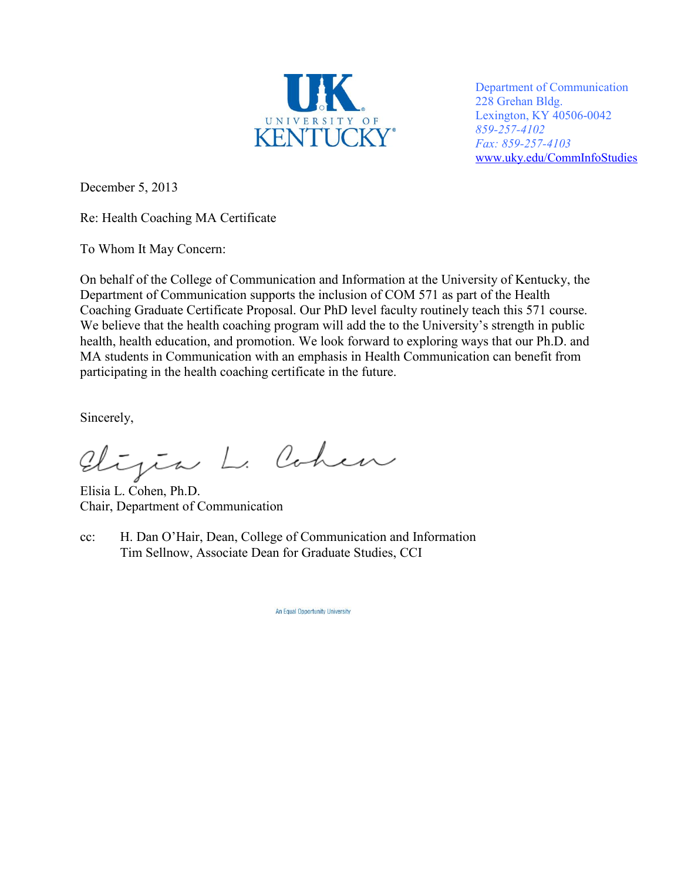UNIVERSITY OF KENTUCKY

Department of Communication
228 Grehan Bldg.
Lexington, KY 40506-0042
*859-257-4102*
*Fax: 859-257-4103*
www.uky.edu/CommInfoStudies

December 5, 2013

Re: Health Coaching MA Certificate

To Whom It May Concern:

On behalf of the College of Communication and Information at the University of Kentucky, the Department of Communication supports the inclusion of COM 571 as part of the Health Coaching Graduate Certificate Proposal. Our PhD level faculty routinely teach this 571 course. We believe that the health coaching program will add the to the University's strength in public health, health education, and promotion. We look forward to exploring ways that our Ph.D. and MA students in Communication with an emphasis in Health Communication can benefit from participating in the health coaching certificate in the future.

Sincerely,

Elisia L. Cohen, Ph.D.
Chair, Department of Communication

cc: H. Dan O'Hair, Dean, College of Communication and Information
Tim Sellnow, Associate Dean for Graduate Studies, CCI

An Equal Opportunity University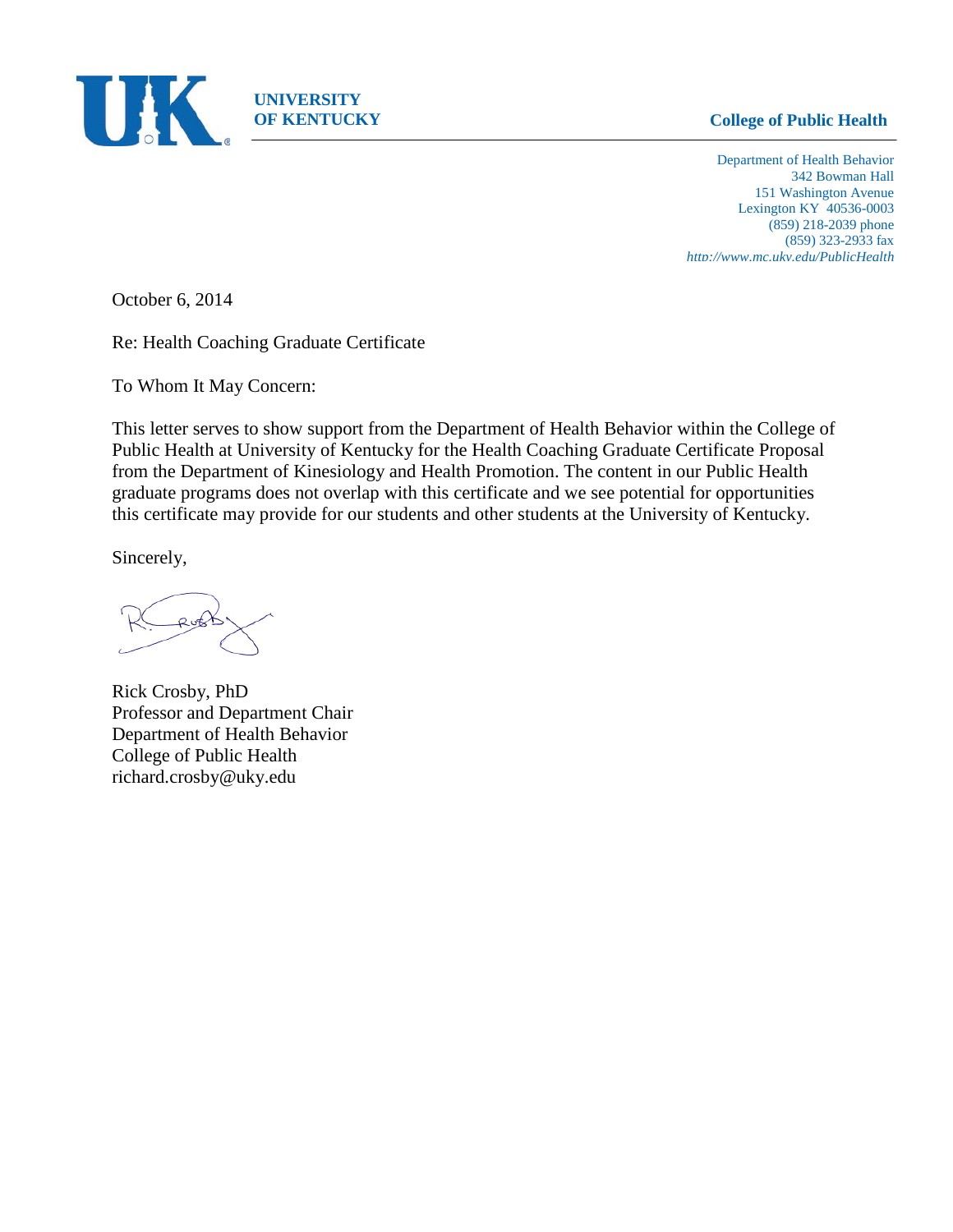**UNIVERSITY OF KENTUCKY**

**College of Public Health**

Department of Health Behavior
342 Bowman Hall
151 Washington Avenue
Lexington KY 40536-0003
(859) 218-2039 phone
(859) 323-2933 fax
*http://www.mc.uky.edu/PublicHealth*

October 6, 2014

Re: Health Coaching Graduate Certificate

To Whom It May Concern:

This letter serves to show support from the Department of Health Behavior within the College of Public Health at University of Kentucky for the Health Coaching Graduate Certificate Proposal from the Department of Kinesiology and Health Promotion. The content in our Public Health graduate programs does not overlap with this certificate and we see potential for opportunities this certificate may provide for our students and other students at the University of Kentucky.

Sincerely,

Rick Crosby, PhD
Professor and Department Chair
Department of Health Behavior
College of Public Health
richard.crosby@uky.edu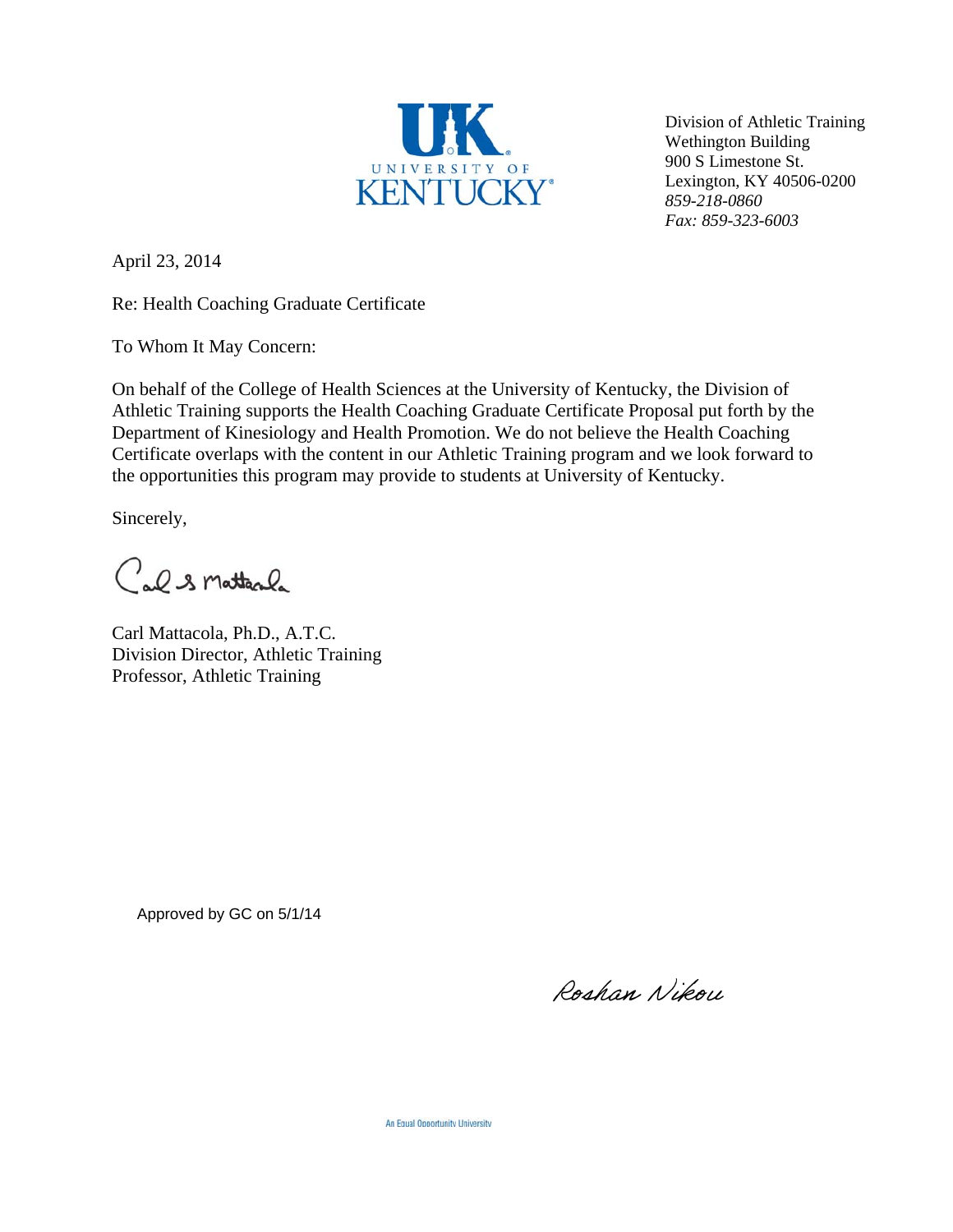UK UNIVERSITY OF KENTUCKY

Division of Athletic Training
Wethington Building
900 S Limestone St.
Lexington, KY 40506-0200
*859-218-0860*
*Fax: 859-323-6003*

April 23, 2014

Re: Health Coaching Graduate Certificate

To Whom It May Concern:

On behalf of the College of Health Sciences at the University of Kentucky, the Division of Athletic Training supports the Health Coaching Graduate Certificate Proposal put forth by the Department of Kinesiology and Health Promotion. We do not believe the Health Coaching Certificate overlaps with the content in our Athletic Training program and we look forward to the opportunities this program may provide to students at University of Kentucky.

Sincerely,

Carl S Mattacola

Carl Mattacola, Ph.D., A.T.C.
Division Director, Athletic Training
Professor, Athletic Training

Approved by GC on 5/1/14

Roshan Nikou

An Equal Opportunity University